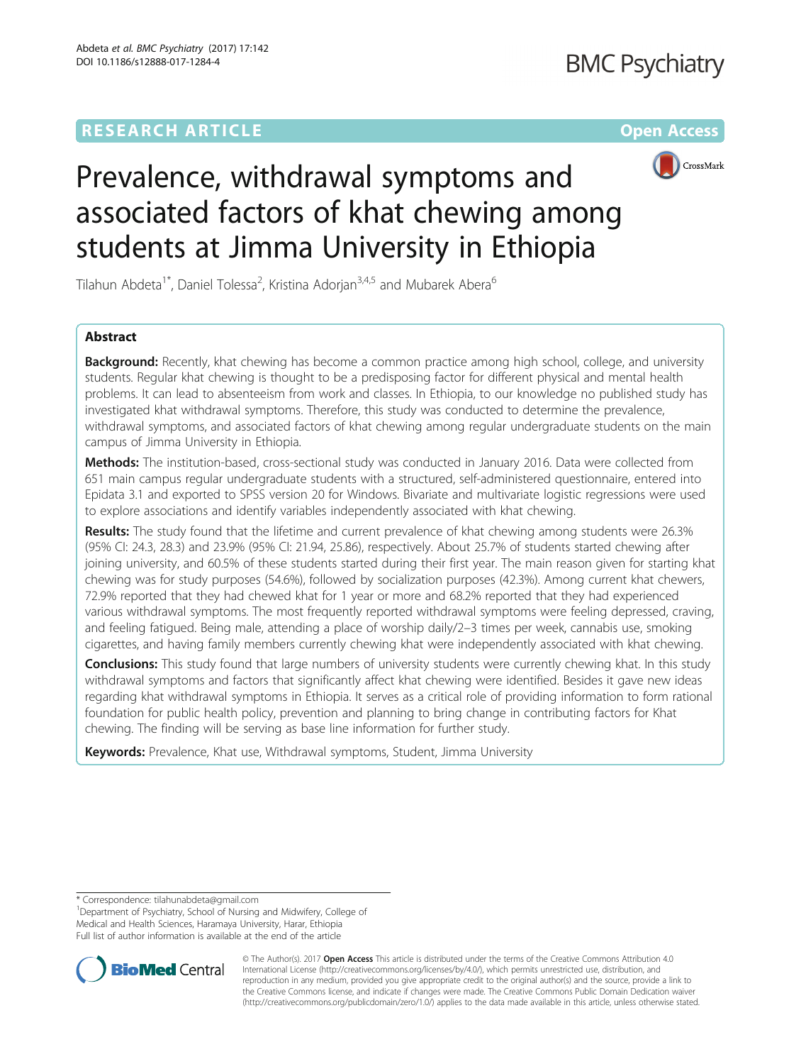RESEARCH ARTICLE

Open Access

# Prevalence, withdrawal symptoms and associated factors of khat chewing among students at Jimma University in Ethiopia

Tilahun Abdeta[1*], Daniel Tolessa[2], Kristina Adorjan[3,4,5] and Mubarek Abera[6]

## Abstract

**Background:** Recently, khat chewing has become a common practice among high school, college, and university students. Regular khat chewing is thought to be a predisposing factor for different physical and mental health problems. It can lead to absenteeism from work and classes. In Ethiopia, to our knowledge no published study has investigated khat withdrawal symptoms. Therefore, this study was conducted to determine the prevalence, withdrawal symptoms, and associated factors of khat chewing among regular undergraduate students on the main campus of Jimma University in Ethiopia.

**Methods:** The institution-based, cross-sectional study was conducted in January 2016. Data were collected from 651 main campus regular undergraduate students with a structured, self-administered questionnaire, entered into Epidata 3.1 and exported to SPSS version 20 for Windows. Bivariate and multivariate logistic regressions were used to explore associations and identify variables independently associated with khat chewing.

**Results:** The study found that the lifetime and current prevalence of khat chewing among students were 26.3% (95% CI: 24.3, 28.3) and 23.9% (95% CI: 21.94, 25.86), respectively. About 25.7% of students started chewing after joining university, and 60.5% of these students started during their first year. The main reason given for starting khat chewing was for study purposes (54.6%), followed by socialization purposes (42.3%). Among current khat chewers, 72.9% reported that they had chewed khat for 1 year or more and 68.2% reported that they had experienced various withdrawal symptoms. The most frequently reported withdrawal symptoms were feeling depressed, craving, and feeling fatigued. Being male, attending a place of worship daily/2–3 times per week, cannabis use, smoking cigarettes, and having family members currently chewing khat were independently associated with khat chewing.

**Conclusions:** This study found that large numbers of university students were currently chewing khat. In this study withdrawal symptoms and factors that significantly affect khat chewing were identified. Besides it gave new ideas regarding khat withdrawal symptoms in Ethiopia. It serves as a critical role of providing information to form rational foundation for public health policy, prevention and planning to bring change in contributing factors for Khat chewing. The finding will be serving as base line information for further study.

**Keywords:** Prevalence, Khat use, Withdrawal symptoms, Student, Jimma University

---

\* Correspondence: tilahunabdeta@gmail.com
[1]Department of Psychiatry, School of Nursing and Midwifery, College of Medical and Health Sciences, Haramaya University, Harar, Ethiopia
Full list of author information is available at the end of the article

© The Author(s). 2017 **Open Access** This article is distributed under the terms of the Creative Commons Attribution 4.0 International License (http://creativecommons.org/licenses/by/4.0/), which permits unrestricted use, distribution, and reproduction in any medium, provided you give appropriate credit to the original author(s) and the source, provide a link to the Creative Commons license, and indicate if changes were made. The Creative Commons Public Domain Dedication waiver (http://creativecommons.org/publicdomain/zero/1.0/) applies to the data made available in this article, unless otherwise stated.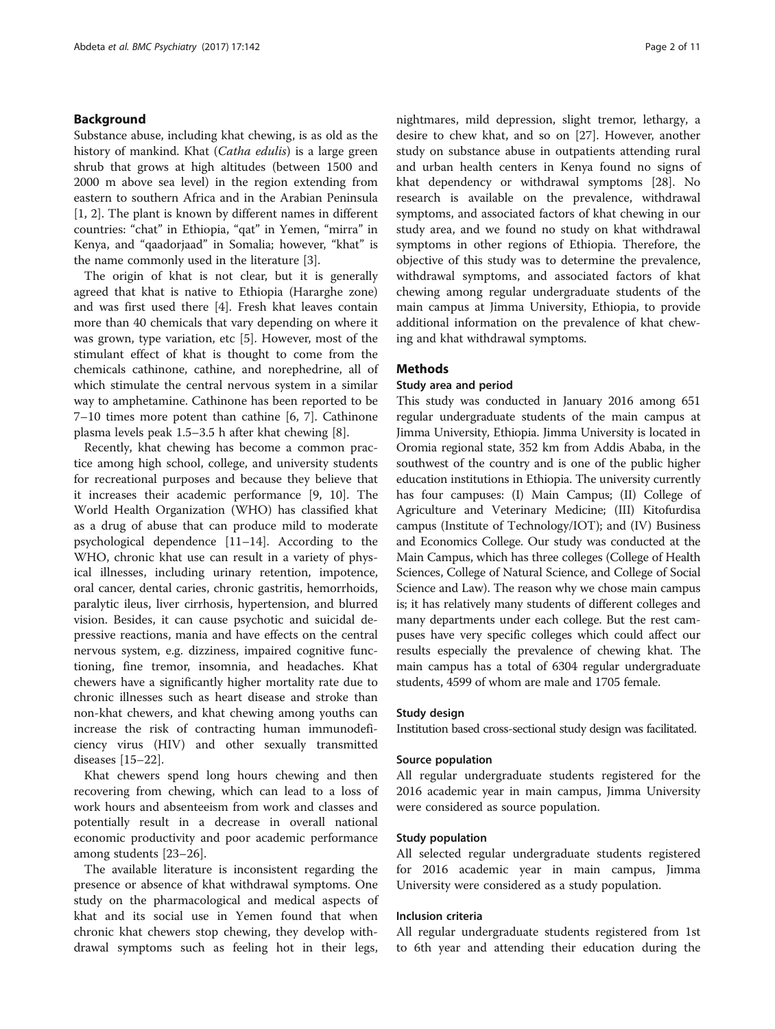## Background

Substance abuse, including khat chewing, is as old as the history of mankind. Khat (*Catha edulis*) is a large green shrub that grows at high altitudes (between 1500 and 2000 m above sea level) in the region extending from eastern to southern Africa and in the Arabian Peninsula [1, 2]. The plant is known by different names in different countries: "chat" in Ethiopia, "qat" in Yemen, "mirra" in Kenya, and "qaadorjaad" in Somalia; however, "khat" is the name commonly used in the literature [3].

The origin of khat is not clear, but it is generally agreed that khat is native to Ethiopia (Hararghe zone) and was first used there [4]. Fresh khat leaves contain more than 40 chemicals that vary depending on where it was grown, type variation, etc [5]. However, most of the stimulant effect of khat is thought to come from the chemicals cathinone, cathine, and norephedrine, all of which stimulate the central nervous system in a similar way to amphetamine. Cathinone has been reported to be 7–10 times more potent than cathine [6, 7]. Cathinone plasma levels peak 1.5–3.5 h after khat chewing [8].

Recently, khat chewing has become a common practice among high school, college, and university students for recreational purposes and because they believe that it increases their academic performance [9, 10]. The World Health Organization (WHO) has classified khat as a drug of abuse that can produce mild to moderate psychological dependence [11–14]. According to the WHO, chronic khat use can result in a variety of physical illnesses, including urinary retention, impotence, oral cancer, dental caries, chronic gastritis, hemorrhoids, paralytic ileus, liver cirrhosis, hypertension, and blurred vision. Besides, it can cause psychotic and suicidal depressive reactions, mania and have effects on the central nervous system, e.g. dizziness, impaired cognitive functioning, fine tremor, insomnia, and headaches. Khat chewers have a significantly higher mortality rate due to chronic illnesses such as heart disease and stroke than non-khat chewers, and khat chewing among youths can increase the risk of contracting human immunodeficiency virus (HIV) and other sexually transmitted diseases [15–22].

Khat chewers spend long hours chewing and then recovering from chewing, which can lead to a loss of work hours and absenteeism from work and classes and potentially result in a decrease in overall national economic productivity and poor academic performance among students [23–26].

The available literature is inconsistent regarding the presence or absence of khat withdrawal symptoms. One study on the pharmacological and medical aspects of khat and its social use in Yemen found that when chronic khat chewers stop chewing, they develop withdrawal symptoms such as feeling hot in their legs, nightmares, mild depression, slight tremor, lethargy, a desire to chew khat, and so on [27]. However, another study on substance abuse in outpatients attending rural and urban health centers in Kenya found no signs of khat dependency or withdrawal symptoms [28]. No research is available on the prevalence, withdrawal symptoms, and associated factors of khat chewing in our study area, and we found no study on khat withdrawal symptoms in other regions of Ethiopia. Therefore, the objective of this study was to determine the prevalence, withdrawal symptoms, and associated factors of khat chewing among regular undergraduate students of the main campus at Jimma University, Ethiopia, to provide additional information on the prevalence of khat chewing and khat withdrawal symptoms.

## Methods

### Study area and period

This study was conducted in January 2016 among 651 regular undergraduate students of the main campus at Jimma University, Ethiopia. Jimma University is located in Oromia regional state, 352 km from Addis Ababa, in the southwest of the country and is one of the public higher education institutions in Ethiopia. The university currently has four campuses: (I) Main Campus; (II) College of Agriculture and Veterinary Medicine; (III) Kitofurdisa campus (Institute of Technology/IOT); and (IV) Business and Economics College. Our study was conducted at the Main Campus, which has three colleges (College of Health Sciences, College of Natural Science, and College of Social Science and Law). The reason why we chose main campus is; it has relatively many students of different colleges and many departments under each college. But the rest campuses have very specific colleges which could affect our results especially the prevalence of chewing khat. The main campus has a total of 6304 regular undergraduate students, 4599 of whom are male and 1705 female.

### Study design

Institution based cross-sectional study design was facilitated.

### Source population

All regular undergraduate students registered for the 2016 academic year in main campus, Jimma University were considered as source population.

### Study population

All selected regular undergraduate students registered for 2016 academic year in main campus, Jimma University were considered as a study population.

### Inclusion criteria

All regular undergraduate students registered from 1st to 6th year and attending their education during the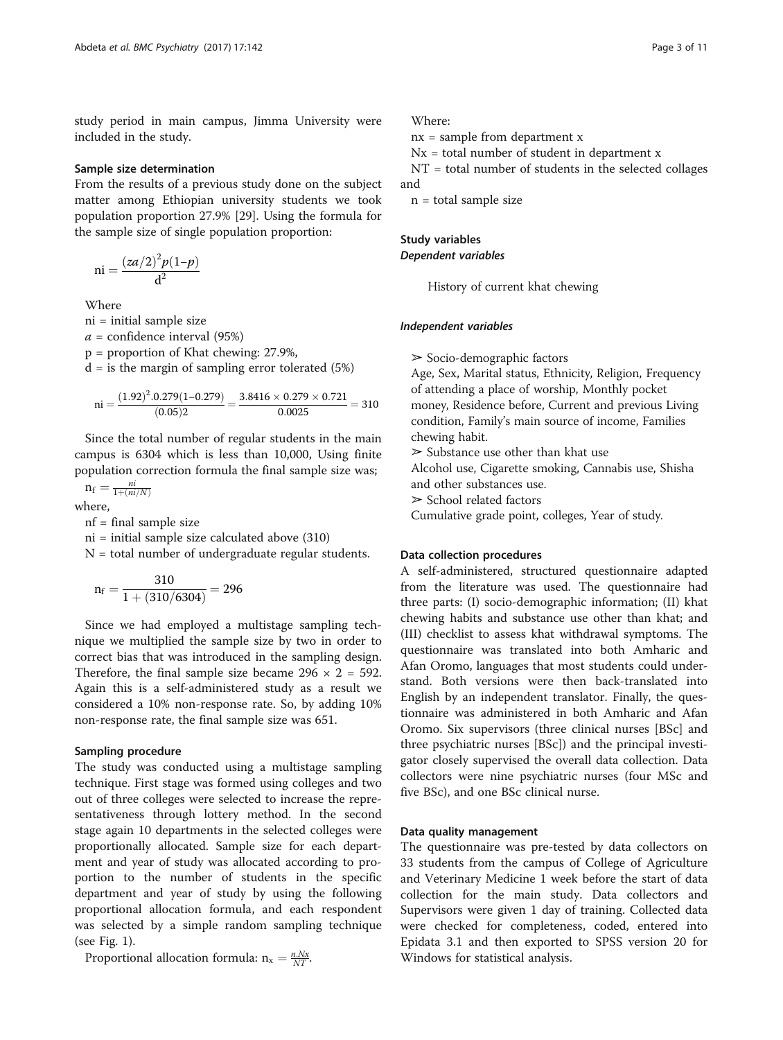study period in main campus, Jimma University were included in the study.

### Sample size determination

From the results of a previous study done on the subject matter among Ethiopian university students we took population proportion 27.9% [29]. Using the formula for the sample size of single population proportion:

$$\mathrm{ni} = \frac{(za/2)^2 p(1-p)}{\mathrm{d}^2}$$

Where

ni = initial sample size

$a$ = confidence interval (95%)

p = proportion of Khat chewing: 27.9%,

d = is the margin of sampling error tolerated (5%)

$$\mathrm{ni} = \frac{(1.92)^2.0.279(1-0.279)}{(0.05)2} = \frac{3.8416 \times 0.279 \times 0.721}{0.0025} = 310$$

Since the total number of regular students in the main campus is 6304 which is less than 10,000, Using finite population correction formula the final sample size was;

$\mathrm{n_f} = \frac{ni}{1+(ni/N)}$

where,

nf = final sample size

ni = initial sample size calculated above (310)

N = total number of undergraduate regular students.

$$\mathrm{n_f} = \frac{310}{1+(310/6304)} = 296$$

Since we had employed a multistage sampling technique we multiplied the sample size by two in order to correct bias that was introduced in the sampling design. Therefore, the final sample size became 296 × 2 = 592. Again this is a self-administered study as a result we considered a 10% non-response rate. So, by adding 10% non-response rate, the final sample size was 651.

### Sampling procedure

The study was conducted using a multistage sampling technique. First stage was formed using colleges and two out of three colleges were selected to increase the representativeness through lottery method. In the second stage again 10 departments in the selected colleges were proportionally allocated. Sample size for each department and year of study was allocated according to proportion to the number of students in the specific department and year of study by using the following proportional allocation formula, and each respondent was selected by a simple random sampling technique (see Fig. 1).

Proportional allocation formula: $\mathrm{n_x} = \frac{n.Nx}{NT}$.

Where:

nx = sample from department x

Nx = total number of student in department x

NT = total number of students in the selected collages and

n = total sample size

### Study variables

#### *Dependent variables*

History of current khat chewing

#### *Independent variables*

➢ Socio-demographic factors

Age, Sex, Marital status, Ethnicity, Religion, Frequency of attending a place of worship, Monthly pocket money, Residence before, Current and previous Living condition, Family's main source of income, Families chewing habit.

➢ Substance use other than khat use

Alcohol use, Cigarette smoking, Cannabis use, Shisha and other substances use.

➢ School related factors

Cumulative grade point, colleges, Year of study.

### Data collection procedures

A self-administered, structured questionnaire adapted from the literature was used. The questionnaire had three parts: (I) socio-demographic information; (II) khat chewing habits and substance use other than khat; and (III) checklist to assess khat withdrawal symptoms. The questionnaire was translated into both Amharic and Afan Oromo, languages that most students could understand. Both versions were then back-translated into English by an independent translator. Finally, the questionnaire was administered in both Amharic and Afan Oromo. Six supervisors (three clinical nurses [BSc] and three psychiatric nurses [BSc]) and the principal investigator closely supervised the overall data collection. Data collectors were nine psychiatric nurses (four MSc and five BSc), and one BSc clinical nurse.

### Data quality management

The questionnaire was pre-tested by data collectors on 33 students from the campus of College of Agriculture and Veterinary Medicine 1 week before the start of data collection for the main study. Data collectors and Supervisors were given 1 day of training. Collected data were checked for completeness, coded, entered into Epidata 3.1 and then exported to SPSS version 20 for Windows for statistical analysis.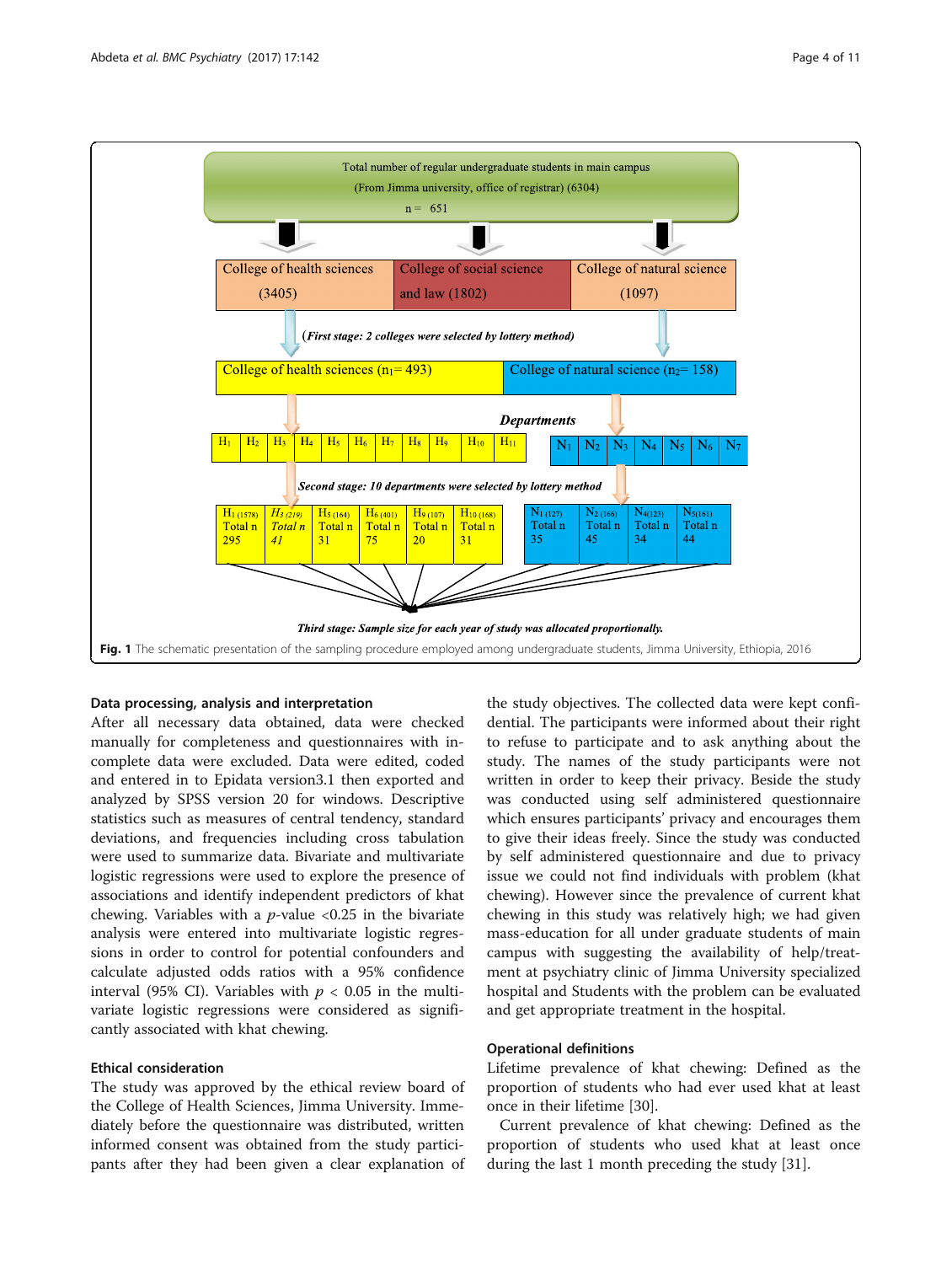Total number of regular undergraduate students in main campus
(From Jimma university, office of registrar) (6304)
n = 651

| College of health sciences (3405) | College of social science and law (1802) | College of natural science (1097) |
|---|---|---|

*(First stage: 2 colleges were selected by lottery method)*

| College of health sciences ($n_1$= 493) | College of natural science ($n_2$= 158) |
|---|---|

***Departments***

$H_1$ $H_2$ $H_3$ $H_4$ $H_5$ $H_6$ $H_7$ $H_8$ $H_9$ $H_{10}$ $H_{11}$ | $N_1$ $N_2$ $N_3$ $N_4$ $N_5$ $N_6$ $N_7$

***Second stage: 10 departments were selected by lottery method***

| $H_1$ (1578) | $H_3$ (219) | $H_5$ (164) | $H_6$ (401) | $H_9$ (107) | $H_{10}$ (168) | $N_1$ (127) | $N_2$ (166) | $N_4$ (123) | $N_5$ (161) |
|---|---|---|---|---|---|---|---|---|---|
| Total n 295 | Total n 41 | Total n 31 | Total n 75 | Total n 20 | Total n 31 | Total n 35 | Total n 45 | Total n 34 | Total n 44 |

***Third stage: Sample size for each year of study was allocated proportionally.***

**Fig. 1** The schematic presentation of the sampling procedure employed among undergraduate students, Jimma University, Ethiopia, 2016

### Data processing, analysis and interpretation

After all necessary data obtained, data were checked manually for completeness and questionnaires with incomplete data were excluded. Data were edited, coded and entered in to Epidata version3.1 then exported and analyzed by SPSS version 20 for windows. Descriptive statistics such as measures of central tendency, standard deviations, and frequencies including cross tabulation were used to summarize data. Bivariate and multivariate logistic regressions were used to explore the presence of associations and identify independent predictors of khat chewing. Variables with a *p*-value <0.25 in the bivariate analysis were entered into multivariate logistic regressions in order to control for potential confounders and calculate adjusted odds ratios with a 95% confidence interval (95% CI). Variables with $p < 0.05$ in the multivariate logistic regressions were considered as significantly associated with khat chewing.

### Ethical consideration

The study was approved by the ethical review board of the College of Health Sciences, Jimma University. Immediately before the questionnaire was distributed, written informed consent was obtained from the study participants after they had been given a clear explanation of the study objectives. The collected data were kept confidential. The participants were informed about their right to refuse to participate and to ask anything about the study. The names of the study participants were not written in order to keep their privacy. Beside the study was conducted using self administered questionnaire which ensures participants' privacy and encourages them to give their ideas freely. Since the study was conducted by self administered questionnaire and due to privacy issue we could not find individuals with problem (khat chewing). However since the prevalence of current khat chewing in this study was relatively high; we had given mass-education for all under graduate students of main campus with suggesting the availability of help/treatment at psychiatry clinic of Jimma University specialized hospital and Students with the problem can be evaluated and get appropriate treatment in the hospital.

### Operational definitions

Lifetime prevalence of khat chewing: Defined as the proportion of students who had ever used khat at least once in their lifetime [30].

Current prevalence of khat chewing: Defined as the proportion of students who used khat at least once during the last 1 month preceding the study [31].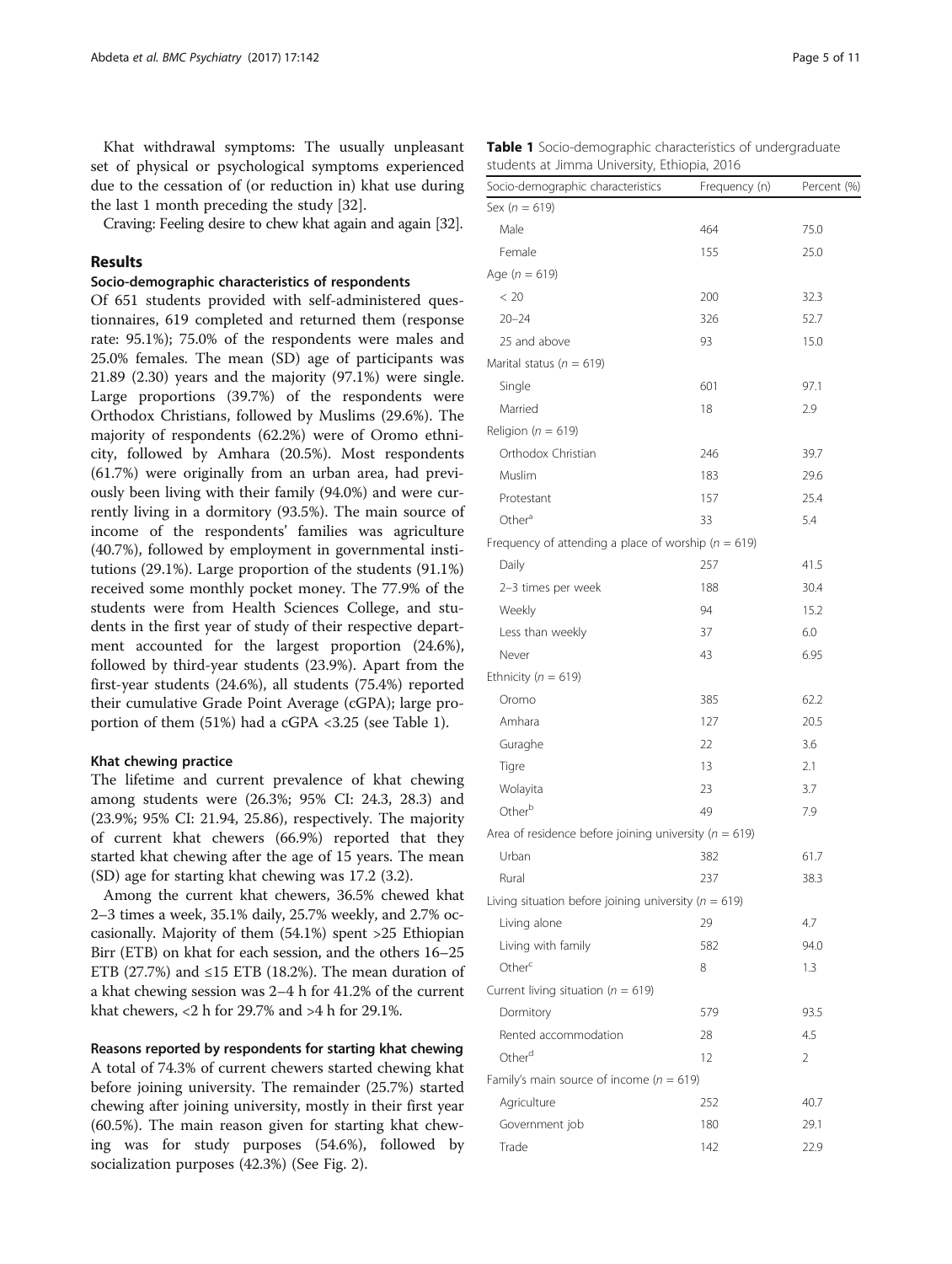Khat withdrawal symptoms: The usually unpleasant set of physical or psychological symptoms experienced due to the cessation of (or reduction in) khat use during the last 1 month preceding the study [32].

Craving: Feeling desire to chew khat again and again [32].

## Results

### Socio-demographic characteristics of respondents

Of 651 students provided with self-administered questionnaires, 619 completed and returned them (response rate: 95.1%); 75.0% of the respondents were males and 25.0% females. The mean (SD) age of participants was 21.89 (2.30) years and the majority (97.1%) were single. Large proportions (39.7%) of the respondents were Orthodox Christians, followed by Muslims (29.6%). The majority of respondents (62.2%) were of Oromo ethnicity, followed by Amhara (20.5%). Most respondents (61.7%) were originally from an urban area, had previously been living with their family (94.0%) and were currently living in a dormitory (93.5%). The main source of income of the respondents' families was agriculture (40.7%), followed by employment in governmental institutions (29.1%). Large proportion of the students (91.1%) received some monthly pocket money. The 77.9% of the students were from Health Sciences College, and students in the first year of study of their respective department accounted for the largest proportion (24.6%), followed by third-year students (23.9%). Apart from the first-year students (24.6%), all students (75.4%) reported their cumulative Grade Point Average (cGPA); large proportion of them (51%) had a cGPA <3.25 (see Table 1).

### Khat chewing practice

The lifetime and current prevalence of khat chewing among students were (26.3%; 95% CI: 24.3, 28.3) and (23.9%; 95% CI: 21.94, 25.86), respectively. The majority of current khat chewers (66.9%) reported that they started khat chewing after the age of 15 years. The mean (SD) age for starting khat chewing was 17.2 (3.2).

Among the current khat chewers, 36.5% chewed khat 2–3 times a week, 35.1% daily, 25.7% weekly, and 2.7% occasionally. Majority of them (54.1%) spent >25 Ethiopian Birr (ETB) on khat for each session, and the others 16–25 ETB (27.7%) and ≤15 ETB (18.2%). The mean duration of a khat chewing session was 2–4 h for 41.2% of the current khat chewers, <2 h for 29.7% and >4 h for 29.1%.

### Reasons reported by respondents for starting khat chewing

A total of 74.3% of current chewers started chewing khat before joining university. The remainder (25.7%) started chewing after joining university, mostly in their first year (60.5%). The main reason given for starting khat chewing was for study purposes (54.6%), followed by socialization purposes (42.3%) (See Fig. 2).

**Table 1** Socio-demographic characteristics of undergraduate students at Jimma University, Ethiopia, 2016

| Socio-demographic characteristics | Frequency (n) | Percent (%) |
|---|---|---|
| Sex (*n* = 619) | | |
| Male | 464 | 75.0 |
| Female | 155 | 25.0 |
| Age (*n* = 619) | | |
| < 20 | 200 | 32.3 |
| 20–24 | 326 | 52.7 |
| 25 and above | 93 | 15.0 |
| Marital status (*n* = 619) | | |
| Single | 601 | 97.1 |
| Married | 18 | 2.9 |
| Religion (*n* = 619) | | |
| Orthodox Christian | 246 | 39.7 |
| Muslim | 183 | 29.6 |
| Protestant | 157 | 25.4 |
| Other[a] | 33 | 5.4 |
| Frequency of attending a place of worship (*n* = 619) | | |
| Daily | 257 | 41.5 |
| 2–3 times per week | 188 | 30.4 |
| Weekly | 94 | 15.2 |
| Less than weekly | 37 | 6.0 |
| Never | 43 | 6.95 |
| Ethnicity (*n* = 619) | | |
| Oromo | 385 | 62.2 |
| Amhara | 127 | 20.5 |
| Guraghe | 22 | 3.6 |
| Tigre | 13 | 2.1 |
| Wolayita | 23 | 3.7 |
| Other[b] | 49 | 7.9 |
| Area of residence before joining university (*n* = 619) | | |
| Urban | 382 | 61.7 |
| Rural | 237 | 38.3 |
| Living situation before joining university (*n* = 619) | | |
| Living alone | 29 | 4.7 |
| Living with family | 582 | 94.0 |
| Other[c] | 8 | 1.3 |
| Current living situation (*n* = 619) | | |
| Dormitory | 579 | 93.5 |
| Rented accommodation | 28 | 4.5 |
| Other[d] | 12 | 2 |
| Family's main source of income (*n* = 619) | | |
| Agriculture | 252 | 40.7 |
| Government job | 180 | 29.1 |
| Trade | 142 | 22.9 |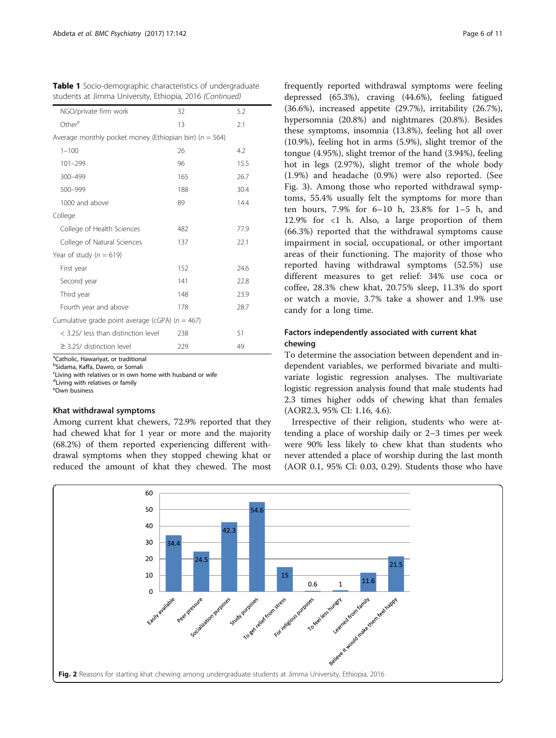**Table 1** Socio-demographic characteristics of undergraduate students at Jimma University, Ethiopia, 2016 *(Continued)*

| | | |
|---|---|---|
| NGO/private firm work | 32 | 5.2 |
| Other[e] | 13 | 2.1 |
| Average monthly pocket money (Ethiopian birr) (*n* = 564) | | |
| 1–100 | 26 | 4.2 |
| 101–299 | 96 | 15.5 |
| 300–499 | 165 | 26.7 |
| 500–999 | 188 | 30.4 |
| 1000 and above | 89 | 14.4 |
| College | | |
| College of Health Sciences | 482 | 77.9 |
| College of Natural Sciences | 137 | 22.1 |
| Year of study (*n* = 619) | | |
| First year | 152 | 24.6 |
| Second year | 141 | 22.8 |
| Third year | 148 | 23.9 |
| Fourth year and above | 178 | 28.7 |
| Cumulative grade point average (cGPA) (*n* = 467) | | |
| < 3.25/ less than distinction level | 238 | 51 |
| ≥ 3.25/ distinction level | 229 | 49 |

[a]Catholic, Hawariyat, or traditional
[b]Sidama, Kaffa, Dawro, or Somali
[c]Living with relatives or in own home with husband or wife
[d]Living with relatives or family
[e]Own business

### Khat withdrawal symptoms

Among current khat chewers, 72.9% reported that they had chewed khat for 1 year or more and the majority (68.2%) of them reported experiencing different withdrawal symptoms when they stopped chewing khat or reduced the amount of khat they chewed. The most frequently reported withdrawal symptoms were feeling depressed (65.3%), craving (44.6%), feeling fatigued (36.6%), increased appetite (29.7%), irritability (26.7%), hypersomnia (20.8%) and nightmares (20.8%). Besides these symptoms, insomnia (13.8%), feeling hot all over (10.9%), feeling hot in arms (5.9%), slight tremor of the tongue (4.95%), slight tremor of the hand (3.94%), feeling hot in legs (2.97%), slight tremor of the whole body (1.9%) and headache (0.9%) were also reported. (See Fig. 3). Among those who reported withdrawal symptoms, 55.4% usually felt the symptoms for more than ten hours, 7.9% for 6–10 h, 23.8% for 1–5 h, and 12.9% for <1 h. Also, a large proportion of them (66.3%) reported that the withdrawal symptoms cause impairment in social, occupational, or other important areas of their functioning. The majority of those who reported having withdrawal symptoms (52.5%) use different measures to get relief: 34% use coca or coffee, 28.3% chew khat, 20.75% sleep, 11.3% do sport or watch a movie, 3.7% take a shower and 1.9% use candy for a long time.

### Factors independently associated with current khat chewing

To determine the association between dependent and independent variables, we performed bivariate and multivariate logistic regression analyses. The multivariate logistic regression analysis found that male students had 2.3 times higher odds of chewing khat than females (AOR2.3, 95% CI: 1.16, 4.6).

Irrespective of their religion, students who were attending a place of worship daily or 2–3 times per week were 90% less likely to chew khat than students who never attended a place of worship during the last month (AOR 0.1, 95% CI: 0.03, 0.29). Students those who have

**Fig. 2** Reasons for starting khat chewing among undergraduate students at Jimma University, Ethiopia, 2016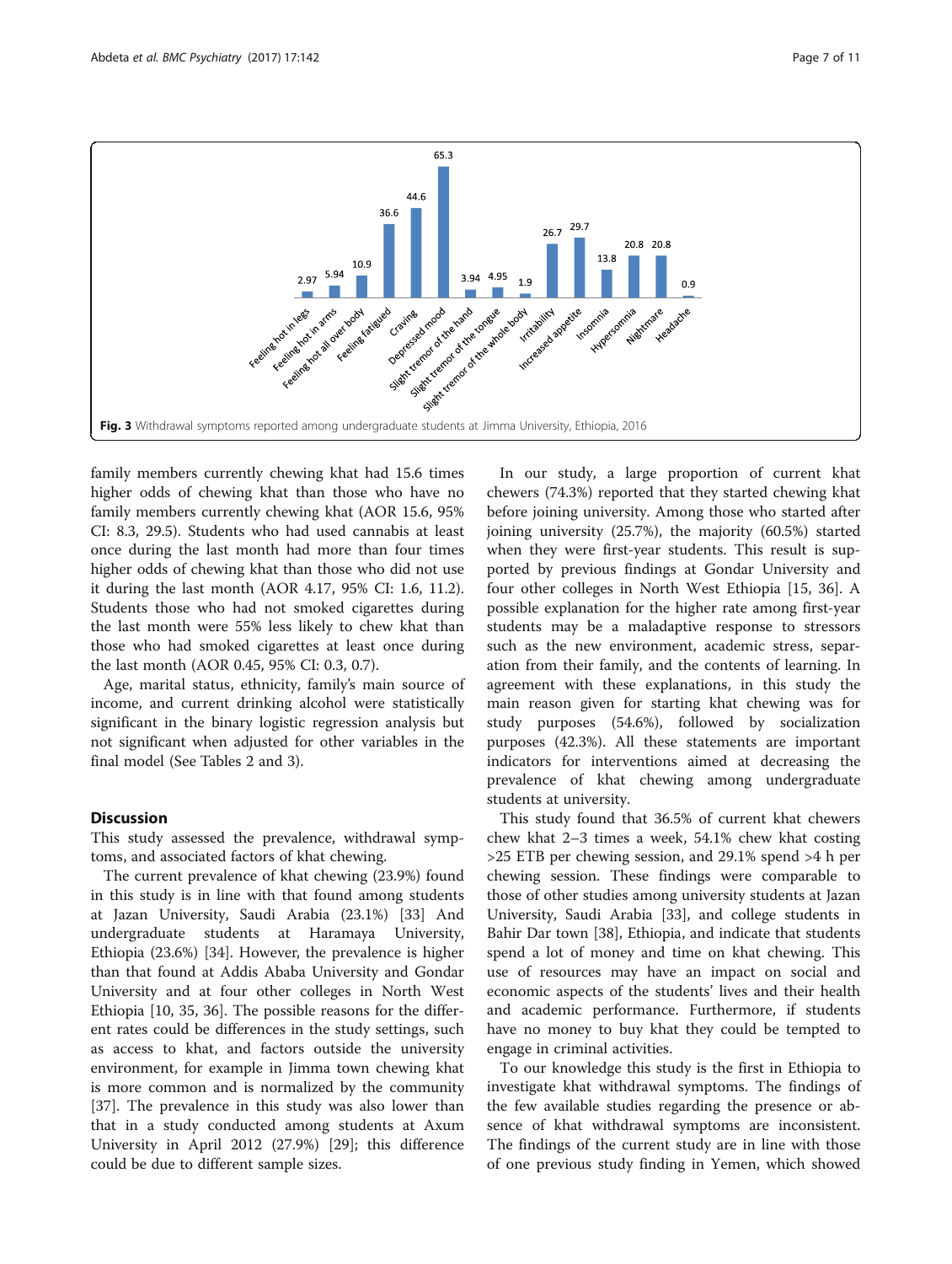Fig. 3 Withdrawal symptoms reported among undergraduate students at Jimma University, Ethiopia, 2016

family members currently chewing khat had 15.6 times higher odds of chewing khat than those who have no family members currently chewing khat (AOR 15.6, 95% CI: 8.3, 29.5). Students who had used cannabis at least once during the last month had more than four times higher odds of chewing khat than those who did not use it during the last month (AOR 4.17, 95% CI: 1.6, 11.2). Students those who had not smoked cigarettes during the last month were 55% less likely to chew khat than those who had smoked cigarettes at least once during the last month (AOR 0.45, 95% CI: 0.3, 0.7).

Age, marital status, ethnicity, family's main source of income, and current drinking alcohol were statistically significant in the binary logistic regression analysis but not significant when adjusted for other variables in the final model (See Tables 2 and 3).

## Discussion

This study assessed the prevalence, withdrawal symptoms, and associated factors of khat chewing.

The current prevalence of khat chewing (23.9%) found in this study is in line with that found among students at Jazan University, Saudi Arabia (23.1%) [33] And undergraduate students at Haramaya University, Ethiopia (23.6%) [34]. However, the prevalence is higher than that found at Addis Ababa University and Gondar University and at four other colleges in North West Ethiopia [10, 35, 36]. The possible reasons for the different rates could be differences in the study settings, such as access to khat, and factors outside the university environment, for example in Jimma town chewing khat is more common and is normalized by the community [37]. The prevalence in this study was also lower than that in a study conducted among students at Axum University in April 2012 (27.9%) [29]; this difference could be due to different sample sizes.

In our study, a large proportion of current khat chewers (74.3%) reported that they started chewing khat before joining university. Among those who started after joining university (25.7%), the majority (60.5%) started when they were first-year students. This result is supported by previous findings at Gondar University and four other colleges in North West Ethiopia [15, 36]. A possible explanation for the higher rate among first-year students may be a maladaptive response to stressors such as the new environment, academic stress, separation from their family, and the contents of learning. In agreement with these explanations, in this study the main reason given for starting khat chewing was for study purposes (54.6%), followed by socialization purposes (42.3%). All these statements are important indicators for interventions aimed at decreasing the prevalence of khat chewing among undergraduate students at university.

This study found that 36.5% of current khat chewers chew khat 2–3 times a week, 54.1% chew khat costing >25 ETB per chewing session, and 29.1% spend >4 h per chewing session. These findings were comparable to those of other studies among university students at Jazan University, Saudi Arabia [33], and college students in Bahir Dar town [38], Ethiopia, and indicate that students spend a lot of money and time on khat chewing. This use of resources may have an impact on social and economic aspects of the students' lives and their health and academic performance. Furthermore, if students have no money to buy khat they could be tempted to engage in criminal activities.

To our knowledge this study is the first in Ethiopia to investigate khat withdrawal symptoms. The findings of the few available studies regarding the presence or absence of khat withdrawal symptoms are inconsistent. The findings of the current study are in line with those of one previous study finding in Yemen, which showed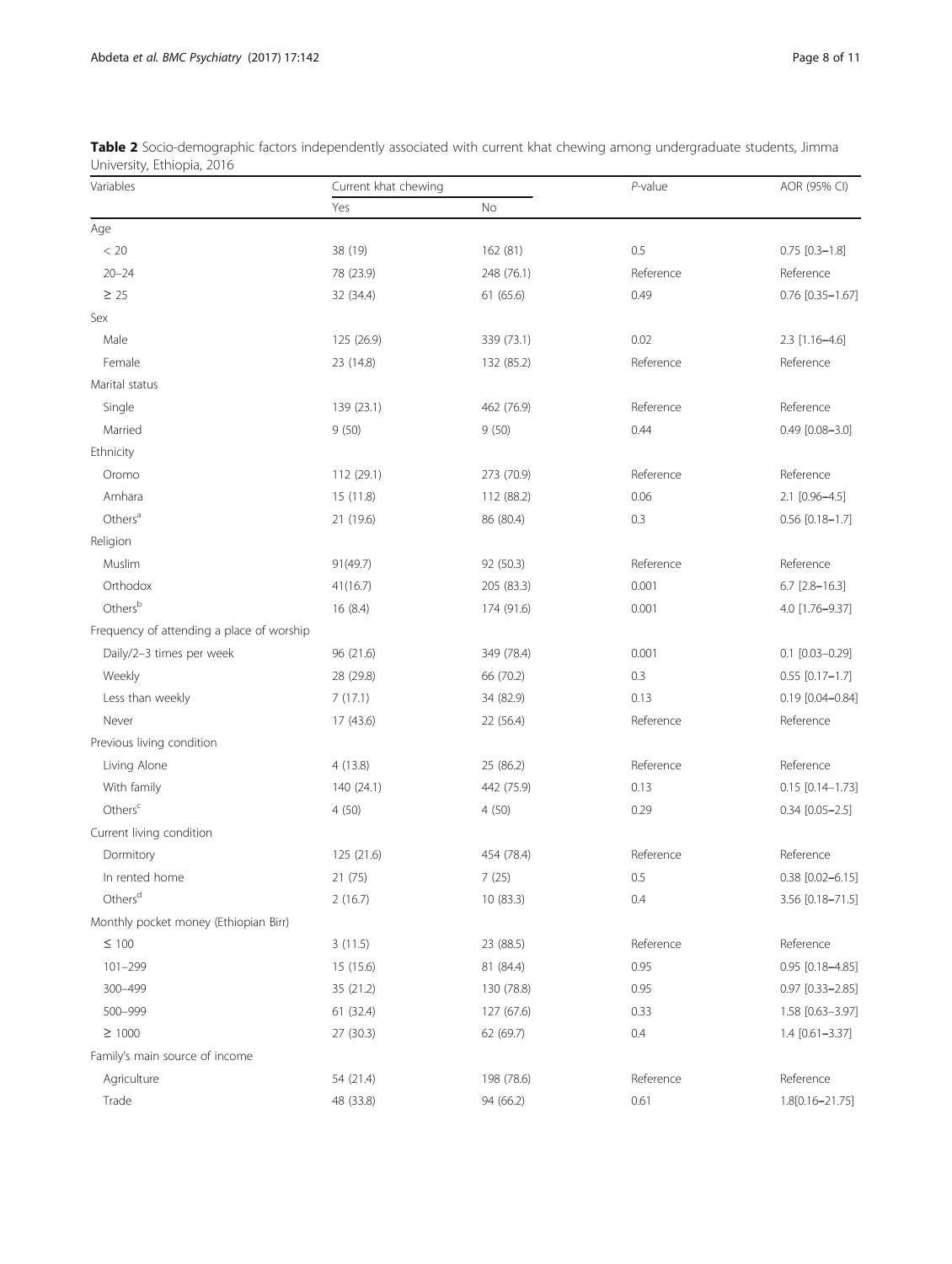**Table 2** Socio-demographic factors independently associated with current khat chewing among undergraduate students, Jimma University, Ethiopia, 2016

| Variables | Current khat chewing | | *P*-value | AOR (95% CI) |
|---|---|---|---|---|
| | Yes | No | | |
| Age | | | | |
| < 20 | 38 (19) | 162 (81) | 0.5 | 0.75 [0.3–1.8] |
| 20–24 | 78 (23.9) | 248 (76.1) | Reference | Reference |
| ≥ 25 | 32 (34.4) | 61 (65.6) | 0.49 | 0.76 [0.35–1.67] |
| Sex | | | | |
| Male | 125 (26.9) | 339 (73.1) | 0.02 | 2.3 [1.16–4.6] |
| Female | 23 (14.8) | 132 (85.2) | Reference | Reference |
| Marital status | | | | |
| Single | 139 (23.1) | 462 (76.9) | Reference | Reference |
| Married | 9 (50) | 9 (50) | 0.44 | 0.49 [0.08–3.0] |
| Ethnicity | | | | |
| Oromo | 112 (29.1) | 273 (70.9) | Reference | Reference |
| Amhara | 15 (11.8) | 112 (88.2) | 0.06 | 2.1 [0.96–4.5] |
| Others[a] | 21 (19.6) | 86 (80.4) | 0.3 | 0.56 [0.18–1.7] |
| Religion | | | | |
| Muslim | 91(49.7) | 92 (50.3) | Reference | Reference |
| Orthodox | 41(16.7) | 205 (83.3) | 0.001 | 6.7 [2.8–16.3] |
| Others[b] | 16 (8.4) | 174 (91.6) | 0.001 | 4.0 [1.76–9.37] |
| Frequency of attending a place of worship | | | | |
| Daily/2–3 times per week | 96 (21.6) | 349 (78.4) | 0.001 | 0.1 [0.03–0.29] |
| Weekly | 28 (29.8) | 66 (70.2) | 0.3 | 0.55 [0.17–1.7] |
| Less than weekly | 7 (17.1) | 34 (82.9) | 0.13 | 0.19 [0.04–0.84] |
| Never | 17 (43.6) | 22 (56.4) | Reference | Reference |
| Previous living condition | | | | |
| Living Alone | 4 (13.8) | 25 (86.2) | Reference | Reference |
| With family | 140 (24.1) | 442 (75.9) | 0.13 | 0.15 [0.14–1.73] |
| Others[c] | 4 (50) | 4 (50) | 0.29 | 0.34 [0.05–2.5] |
| Current living condition | | | | |
| Dormitory | 125 (21.6) | 454 (78.4) | Reference | Reference |
| In rented home | 21 (75) | 7 (25) | 0.5 | 0.38 [0.02–6.15] |
| Others[d] | 2 (16.7) | 10 (83.3) | 0.4 | 3.56 [0.18–71.5] |
| Monthly pocket money (Ethiopian Birr) | | | | |
| ≤ 100 | 3 (11.5) | 23 (88.5) | Reference | Reference |
| 101–299 | 15 (15.6) | 81 (84.4) | 0.95 | 0.95 [0.18–4.85] |
| 300–499 | 35 (21.2) | 130 (78.8) | 0.95 | 0.97 [0.33–2.85] |
| 500–999 | 61 (32.4) | 127 (67.6) | 0.33 | 1.58 [0.63–3.97] |
| ≥ 1000 | 27 (30.3) | 62 (69.7) | 0.4 | 1.4 [0.61–3.37] |
| Family's main source of income | | | | |
| Agriculture | 54 (21.4) | 198 (78.6) | Reference | Reference |
| Trade | 48 (33.8) | 94 (66.2) | 0.61 | 1.8[0.16–21.75] |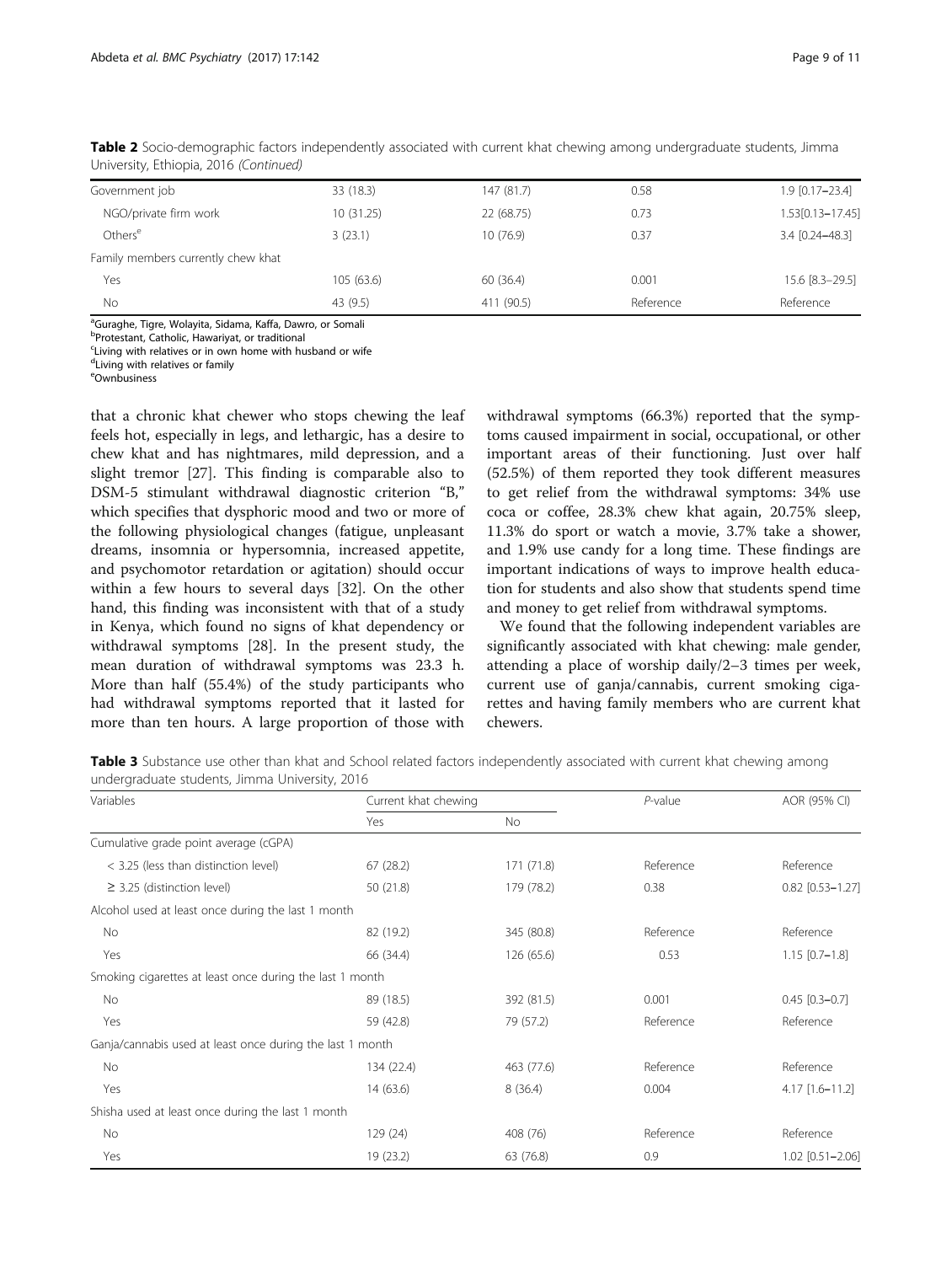**Table 2** Socio-demographic factors independently associated with current khat chewing among undergraduate students, Jimma University, Ethiopia, 2016 *(Continued)*

| | | | | |
|---|---|---|---|---|
| Government job | 33 (18.3) | 147 (81.7) | 0.58 | 1.9 [0.17–23.4] |
| NGO/private firm work | 10 (31.25) | 22 (68.75) | 0.73 | 1.53[0.13–17.45] |
| Others[e] | 3 (23.1) | 10 (76.9) | 0.37 | 3.4 [0.24–48.3] |
| Family members currently chew khat | | | | |
| Yes | 105 (63.6) | 60 (36.4) | 0.001 | 15.6 [8.3–29.5] |
| No | 43 (9.5) | 411 (90.5) | Reference | Reference |

[a]Guraghe, Tigre, Wolayita, Sidama, Kaffa, Dawro, or Somali
[b]Protestant, Catholic, Hawariyat, or traditional
[c]Living with relatives or in own home with husband or wife
[d]Living with relatives or family
[e]Ownbusiness

that a chronic khat chewer who stops chewing the leaf feels hot, especially in legs, and lethargic, has a desire to chew khat and has nightmares, mild depression, and a slight tremor [27]. This finding is comparable also to DSM-5 stimulant withdrawal diagnostic criterion "B," which specifies that dysphoric mood and two or more of the following physiological changes (fatigue, unpleasant dreams, insomnia or hypersomnia, increased appetite, and psychomotor retardation or agitation) should occur within a few hours to several days [32]. On the other hand, this finding was inconsistent with that of a study in Kenya, which found no signs of khat dependency or withdrawal symptoms [28]. In the present study, the mean duration of withdrawal symptoms was 23.3 h. More than half (55.4%) of the study participants who had withdrawal symptoms reported that it lasted for more than ten hours. A large proportion of those with withdrawal symptoms (66.3%) reported that the symptoms caused impairment in social, occupational, or other important areas of their functioning. Just over half (52.5%) of them reported they took different measures to get relief from the withdrawal symptoms: 34% use coca or coffee, 28.3% chew khat again, 20.75% sleep, 11.3% do sport or watch a movie, 3.7% take a shower, and 1.9% use candy for a long time. These findings are important indications of ways to improve health education for students and also show that students spend time and money to get relief from withdrawal symptoms.

We found that the following independent variables are significantly associated with khat chewing: male gender, attending a place of worship daily/2–3 times per week, current use of ganja/cannabis, current smoking cigarettes and having family members who are current khat chewers.

**Table 3** Substance use other than khat and School related factors independently associated with current khat chewing among undergraduate students, Jimma University, 2016

| Variables | Current khat chewing | | *P*-value | AOR (95% CI) |
|---|---|---|---|---|
| | Yes | No | | |
| Cumulative grade point average (cGPA) | | | | |
| < 3.25 (less than distinction level) | 67 (28.2) | 171 (71.8) | Reference | Reference |
| ≥ 3.25 (distinction level) | 50 (21.8) | 179 (78.2) | 0.38 | 0.82 [0.53–1.27] |
| Alcohol used at least once during the last 1 month | | | | |
| No | 82 (19.2) | 345 (80.8) | Reference | Reference |
| Yes | 66 (34.4) | 126 (65.6) | 0.53 | 1.15 [0.7–1.8] |
| Smoking cigarettes at least once during the last 1 month | | | | |
| No | 89 (18.5) | 392 (81.5) | 0.001 | 0.45 [0.3–0.7] |
| Yes | 59 (42.8) | 79 (57.2) | Reference | Reference |
| Ganja/cannabis used at least once during the last 1 month | | | | |
| No | 134 (22.4) | 463 (77.6) | Reference | Reference |
| Yes | 14 (63.6) | 8 (36.4) | 0.004 | 4.17 [1.6–11.2] |
| Shisha used at least once during the last 1 month | | | | |
| No | 129 (24) | 408 (76) | Reference | Reference |
| Yes | 19 (23.2) | 63 (76.8) | 0.9 | 1.02 [0.51–2.06] |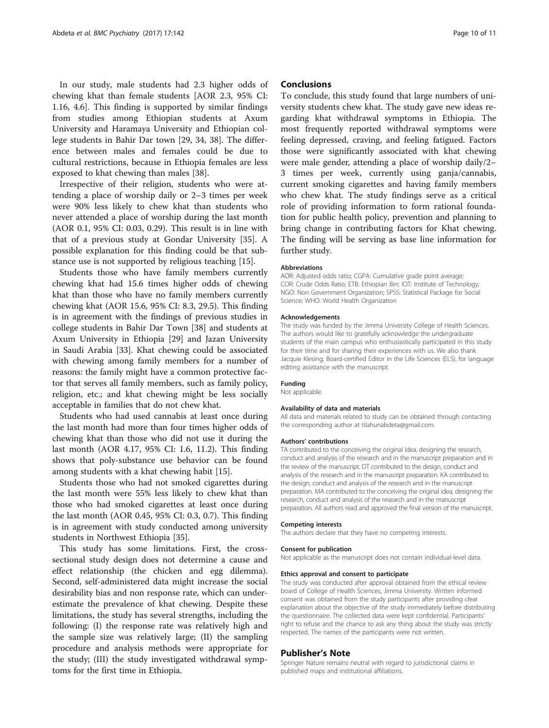In our study, male students had 2.3 higher odds of chewing khat than female students [AOR 2.3, 95% CI: 1.16, 4.6]. This finding is supported by similar findings from studies among Ethiopian students at Axum University and Haramaya University and Ethiopian college students in Bahir Dar town [29, 34, 38]. The difference between males and females could be due to cultural restrictions, because in Ethiopia females are less exposed to khat chewing than males [38].

Irrespective of their religion, students who were attending a place of worship daily or 2–3 times per week were 90% less likely to chew khat than students who never attended a place of worship during the last month (AOR 0.1, 95% CI: 0.03, 0.29). This result is in line with that of a previous study at Gondar University [35]. A possible explanation for this finding could be that substance use is not supported by religious teaching [15].

Students those who have family members currently chewing khat had 15.6 times higher odds of chewing khat than those who have no family members currently chewing khat (AOR 15.6, 95% CI: 8.3, 29.5). This finding is in agreement with the findings of previous studies in college students in Bahir Dar Town [38] and students at Axum University in Ethiopia [29] and Jazan University in Saudi Arabia [33]. Khat chewing could be associated with chewing among family members for a number of reasons: the family might have a common protective factor that serves all family members, such as family policy, religion, etc.; and khat chewing might be less socially acceptable in families that do not chew khat.

Students who had used cannabis at least once during the last month had more than four times higher odds of chewing khat than those who did not use it during the last month (AOR 4.17, 95% CI: 1.6, 11.2). This finding shows that poly-substance use behavior can be found among students with a khat chewing habit [15].

Students those who had not smoked cigarettes during the last month were 55% less likely to chew khat than those who had smoked cigarettes at least once during the last month (AOR 0.45, 95% CI: 0.3, 0.7). This finding is in agreement with study conducted among university students in Northwest Ethiopia [35].

This study has some limitations. First, the cross-sectional study design does not determine a cause and effect relationship (the chicken and egg dilemma). Second, self-administered data might increase the social desirability bias and non response rate, which can underestimate the prevalence of khat chewing. Despite these limitations, the study has several strengths, including the following: (I) the response rate was relatively high and the sample size was relatively large; (II) the sampling procedure and analysis methods were appropriate for the study; (III) the study investigated withdrawal symptoms for the first time in Ethiopia.

## Conclusions

To conclude, this study found that large numbers of university students chew khat. The study gave new ideas regarding khat withdrawal symptoms in Ethiopia. The most frequently reported withdrawal symptoms were feeling depressed, craving, and feeling fatigued. Factors those were significantly associated with khat chewing were male gender, attending a place of worship daily/2–3 times per week, currently using ganja/cannabis, current smoking cigarettes and having family members who chew khat. The study findings serve as a critical role of providing information to form rational foundation for public health policy, prevention and planning to bring change in contributing factors for Khat chewing. The finding will be serving as base line information for further study.

#### Abbreviations

AOR: Adjusted odds ratio; CGPA: Cumulative grade point average; COR: Crude Odds Ratio; ETB: Ethiopian Birr; IOT: Institute of Technology; NGO: Non Government Organization; SPSS: Statistical Package for Social Science; WHO: World Health Organization

#### Acknowledgements

The study was funded by the Jimma University College of Health Sciences. The authors would like to gratefully acknowledge the undergraduate students of the main campus who enthusiastically participated in this study for their time and for sharing their experiences with us. We also thank Jacquie Klesing, Board-certified Editor in the Life Sciences (ELS), for language editing assistance with the manuscript.

#### Funding

Not applicable.

#### Availability of data and materials

All data and materials related to study can be obtained through contacting the corresponding author at tilahunabdeta@gmail.com.

#### Authors' contributions

TA contributed to the conceiving the original idea, designing the research, conduct and analysis of the research and in the manuscript preparation and in the review of the manuscript. DT contributed to the design, conduct and analysis of the research and in the manuscript preparation. KA contributed to the design, conduct and analysis of the research and in the manuscript preparation. MA contributed to the conceiving the original idea, designing the research, conduct and analysis of the research and in the manuscript preparation. All authors read and approved the final version of the manuscript.

#### Competing interests

The authors declare that they have no competing interests.

#### Consent for publication

Not applicable as the manuscript does not contain individual-level data.

#### Ethics approval and consent to participate

The study was conducted after approval obtained from the ethical review board of College of Health Sciences, Jimma University. Written informed consent was obtained from the study participants after providing clear explanation about the objective of the study immediately before distributing the questionnaire. The collected data were kept confidential. Participants' right to refuse and the chance to ask any thing about the study was strictly respected. The names of the participants were not written.

## Publisher's Note

Springer Nature remains neutral with regard to jurisdictional claims in published maps and institutional affiliations.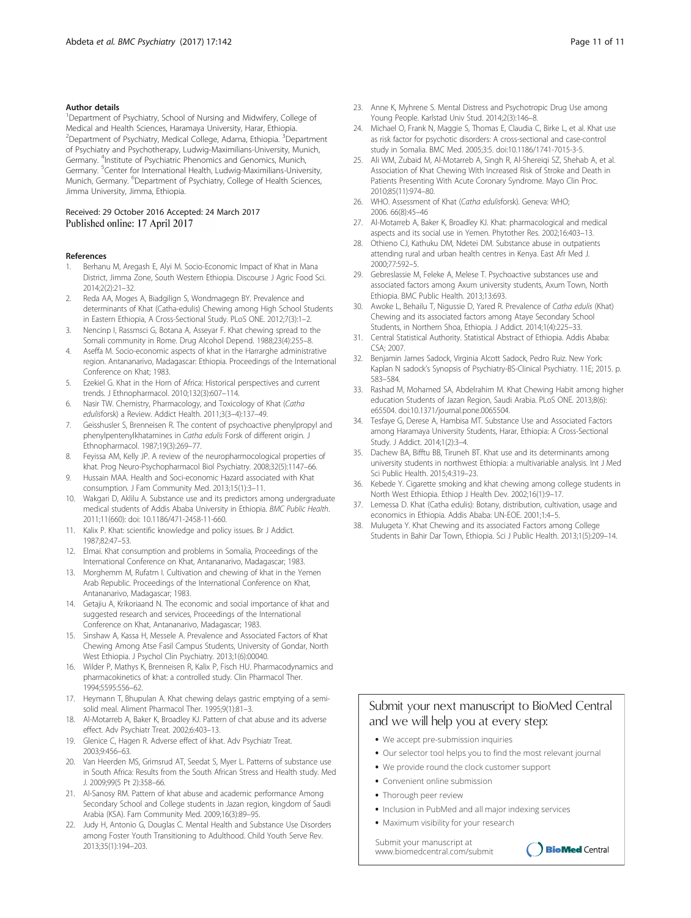### Author details

[1]Department of Psychiatry, School of Nursing and Midwifery, College of Medical and Health Sciences, Haramaya University, Harar, Ethiopia. [2]Department of Psychiatry, Medical College, Adama, Ethiopia. [3]Department of Psychiatry and Psychotherapy, Ludwig-Maximilians-University, Munich, Germany. [4]Institute of Psychiatric Phenomics and Genomics, Munich, Germany. [5]Center for International Health, Ludwig-Maximilians-University, Munich, Germany. [6]Department of Psychiatry, College of Health Sciences, Jimma University, Jimma, Ethiopia.

Received: 29 October 2016 Accepted: 24 March 2017
Published online: 17 April 2017

### References

1. Berhanu M, Aregash E, Alyi M. Socio-Economic Impact of Khat in Mana District, Jimma Zone, South Western Ethiopia. Discourse J Agric Food Sci. 2014;2(2):21–32.
2. Reda AA, Moges A, Biadgilign S, Wondmagegn BY. Prevalence and determinants of Khat (Catha-edulis) Chewing among High School Students in Eastern Ethiopia, A Cross-Sectional Study. PLoS ONE. 2012;7(3):1–2.
3. Nencinp I, Rassmsci G, Botana A, Asseyar F. Khat chewing spread to the Somali community in Rome. Drug Alcohol Depend. 1988;23(4):255–8.
4. Aseffa M. Socio-economic aspects of khat in the Harrarghe administrative region. Antananarivo, Madagascar: Ethiopia. Proceedings of the International Conference on Khat; 1983.
5. Ezekiel G. Khat in the Horn of Africa: Historical perspectives and current trends. J Ethnopharmacol. 2010;132(3):607–114.
6. Nasir TW. Chemistry, Pharmacology, and Toxicology of Khat (*Catha edulis*forsk) a Review. Addict Health. 2011;3(3–4):137–49.
7. Geisshusler S, Brenneisen R. The content of psychoactive phenylpropyl and phenylpentenylkhatamines in *Catha edulis* Forsk of different origin. J Ethnopharmacol. 1987;19(3):269–77.
8. Feyissa AM, Kelly JP. A review of the neuropharmacological properties of khat. Prog Neuro-Psychopharmacol Biol Psychiatry. 2008;32(5):1147–66.
9. Hussain MAA. Health and Soci-economic Hazard associated with Khat consumption. J Fam Community Med. 2013;15(1):3–11.
10. Wakgari D, Aklilu A. Substance use and its predictors among undergraduate medical students of Addis Ababa University in Ethiopia. *BMC Public Health*. 2011;11(660): doi: 10.1186/471-2458-11-660.
11. Kalix P. Khat: scientific knowledge and policy issues. Br J Addict. 1987;82:47–53.
12. Elmai. Khat consumption and problems in Somalia, Proceedings of the International Conference on Khat, Antananarivo, Madagascar; 1983.
13. Morghemm M, Rufatm I. Cultivation and chewing of khat in the Yemen Arab Republic. Proceedings of the International Conference on Khat, Antananarivo, Madagascar; 1983.
14. Getajiu A, Krikoriaand N. The economic and social importance of khat and suggested research and services, Proceedings of the International Conference on Khat, Antananarivo, Madagascar; 1983.
15. Sinshaw A, Kassa H, Messele A. Prevalence and Associated Factors of Khat Chewing Among Atse Fasil Campus Students, University of Gondar, North West Ethiopia. J Psychol Clin Psychiatry. 2013;1(6):00040.
16. Wilder P, Mathys K, Brenneisen R, Kalix P, Fisch HU. Pharmacodynamics and pharmacokinetics of khat: a controlled study. Clin Pharmacol Ther. 1994;5595:556–62.
17. Heymann T, Bhupulan A. Khat chewing delays gastric emptying of a semi-solid meal. Aliment Pharmacol Ther. 1995;9(1):81–3.
18. Al-Motarreb A, Baker K, Broadley KJ. Pattern of chat abuse and its adverse effect. Adv Psychiatr Treat. 2002;6:403–13.
19. Glenice C, Hagen R. Adverse effect of khat. Adv Psychiatr Treat. 2003;9:456–63.
20. Van Heerden MS, Grimsrud AT, Seedat S, Myer L. Patterns of substance use in South Africa: Results from the South African Stress and Health study. Med J. 2009;99(5 Pt 2):358–66.
21. Al-Sanosy RM. Pattern of khat abuse and academic performance Among Secondary School and College students in Jazan region, kingdom of Saudi Arabia (KSA). Fam Community Med. 2009;16(3):89–95.
22. Judy H, Antonio G, Douglas C. Mental Health and Substance Use Disorders among Foster Youth Transitioning to Adulthood. Child Youth Serve Rev. 2013;35(1):194–203.
23. Anne K, Myhrene S. Mental Distress and Psychotropic Drug Use among Young People. Karlstad Univ Stud. 2014;2(3):146–8.
24. Michael O, Frank N, Maggie S, Thomas E, Claudia C, Birke L, et al. Khat use as risk factor for psychotic disorders: A cross-sectional and case-control study in Somalia. BMC Med. 2005;3:5. doi:10.1186/1741-7015-3-5.
25. Ali WM, Zubaid M, Al-Motarreb A, Singh R, Al-Shereiqi SZ, Shehab A, et al. Association of Khat Chewing With Increased Risk of Stroke and Death in Patients Presenting With Acute Coronary Syndrome. Mayo Clin Proc. 2010;85(11):974–80.
26. WHO. Assessment of Khat (*Catha edulis*forsk). Geneva: WHO; 2006. 66(8):45–46
27. Al-Motarreb A, Baker K, Broadley KJ. Khat: pharmacological and medical aspects and its social use in Yemen. Phytother Res. 2002;16:403–13.
28. Othieno CJ, Kathuku DM, Ndetei DM. Substance abuse in outpatients attending rural and urban health centres in Kenya. East Afr Med J. 2000;77:592–5.
29. Gebreslassie M, Feleke A, Melese T. Psychoactive substances use and associated factors among Axum university students, Axum Town, North Ethiopia. BMC Public Health. 2013;13:693.
30. Awoke L, Behailu T, Nigussie D, Yared R. Prevalence of *Catha edulis* (Khat) Chewing and its associated factors among Ataye Secondary School Students, in Northern Shoa, Ethiopia. J Addict. 2014;1(4):225–33.
31. Central Statistical Authority. Statistical Abstract of Ethiopia. Addis Ababa: CSA; 2007.
32. Benjamin James Sadock, Virginia Alcott Sadock, Pedro Ruiz. New York: Kaplan N sadock's Synopsis of Psychiatry-BS-Clinical Psychiatry. 11E; 2015. p. 583–584.
33. Rashad M, Mohamed SA, Abdelrahim M. Khat Chewing Habit among higher education Students of Jazan Region, Saudi Arabia. PLoS ONE. 2013;8(6): e65504. doi:10.1371/journal.pone.0065504.
34. Tesfaye G, Derese A, Hambisa MT. Substance Use and Associated Factors among Haramaya University Students, Harar, Ethiopia: A Cross-Sectional Study. J Addict. 2014;1(2):3–4.
35. Dachew BA, Bifftu BB, Tiruneh BT. Khat use and its determinants among university students in northwest Ethiopia: a multivariable analysis. Int J Med Sci Public Health. 2015;4:319–23.
36. Kebede Y. Cigarette smoking and khat chewing among college students in North West Ethiopia. Ethiop J Health Dev. 2002;16(1):9–17.
37. Lemessa D. Khat (Catha edulis): Botany, distribution, cultivation, usage and economics in Ethiopia. Addis Ababa: UN-EOE. 2001;1:4–5.
38. Mulugeta Y. Khat Chewing and its associated Factors among College Students in Bahir Dar Town, Ethiopia. Sci J Public Health. 2013;1(5):209–14.